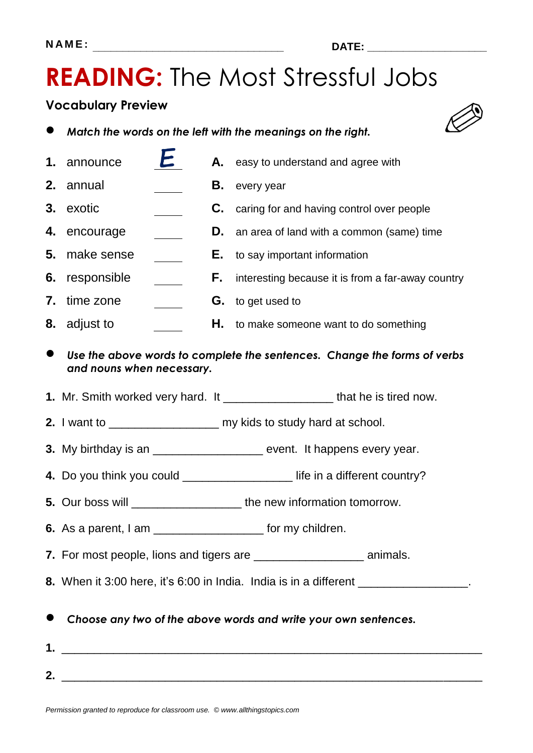NAME: ________________________________ DATE: ____________________

# READING: The Most Stressful Jobs

## Vocabulary Preview

- ***Match the words on the left with the meanings on the right.***

| | | | | |
|---|---|---|---|---|
| **1.** announce | E | | **A.** | easy to understand and agree with |
| **2.** annual | ____ | | **B.** | every year |
| **3.** exotic | ____ | | **C.** | caring for and having control over people |
| **4.** encourage | ____ | | **D.** | an area of land with a common (same) time |
| **5.** make sense | ____ | | **E.** | to say important information |
| **6.** responsible | ____ | | **F.** | interesting because it is from a far-away country |
| **7.** time zone | ____ | | **G.** | to get used to |
| **8.** adjust to | ____ | | **H.** | to make someone want to do something |

- ***Use the above words to complete the sentences. Change the forms of verbs and nouns when necessary.***

**1.** Mr. Smith worked very hard. It ________________ that he is tired now.

**2.** I want to ________________ my kids to study hard at school.

**3.** My birthday is an ________________ event. It happens every year.

**4.** Do you think you could ________________ life in a different country?

**5.** Our boss will ________________ the new information tomorrow.

**6.** As a parent, I am ________________ for my children.

**7.** For most people, lions and tigers are ________________ animals.

**8.** When it 3:00 here, it's 6:00 in India. India is in a different ________________.

- ***Choose any two of the above words and write your own sentences.***

**1.** ______________________________________________________________

**2.** ______________________________________________________________

*Permission granted to reproduce for classroom use. © www.allthingstopics.com*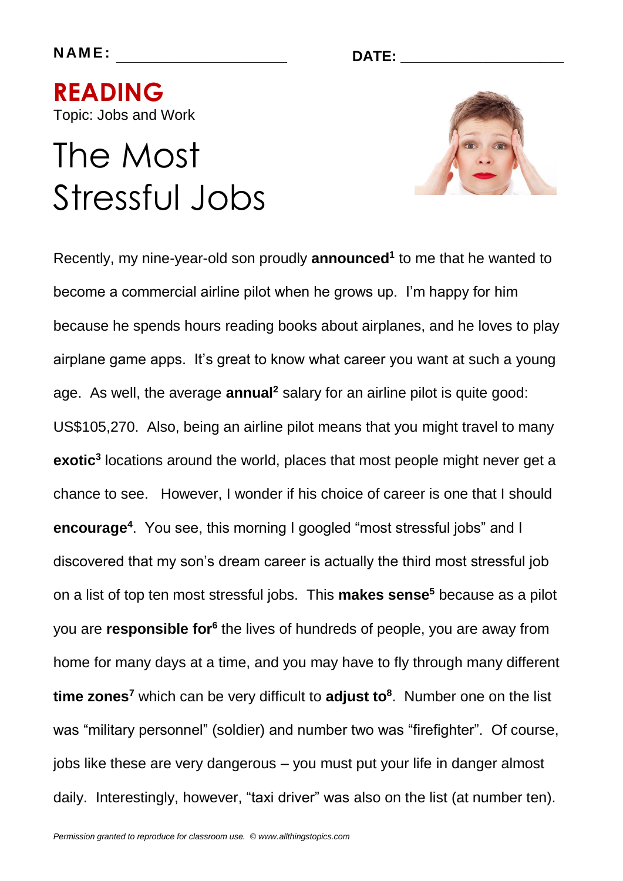**NAME:** ____________________ **DATE:** ____________________

## READING

Topic: Jobs and Work

# The Most Stressful Jobs

Recently, my nine-year-old son proudly **announced**[1] to me that he wanted to become a commercial airline pilot when he grows up. I'm happy for him because he spends hours reading books about airplanes, and he loves to play airplane game apps. It's great to know what career you want at such a young age. As well, the average **annual**[2] salary for an airline pilot is quite good: US$105,270. Also, being an airline pilot means that you might travel to many **exotic**[3] locations around the world, places that most people might never get a chance to see. However, I wonder if his choice of career is one that I should **encourage**[4]. You see, this morning I googled "most stressful jobs" and I discovered that my son's dream career is actually the third most stressful job on a list of top ten most stressful jobs. This **makes sense**[5] because as a pilot you are **responsible for**[6] the lives of hundreds of people, you are away from home for many days at a time, and you may have to fly through many different **time zones**[7] which can be very difficult to **adjust to**[8]. Number one on the list was "military personnel" (soldier) and number two was "firefighter". Of course, jobs like these are very dangerous – you must put your life in danger almost daily. Interestingly, however, "taxi driver" was also on the list (at number ten).

*Permission granted to reproduce for classroom use. © www.allthingstopics.com*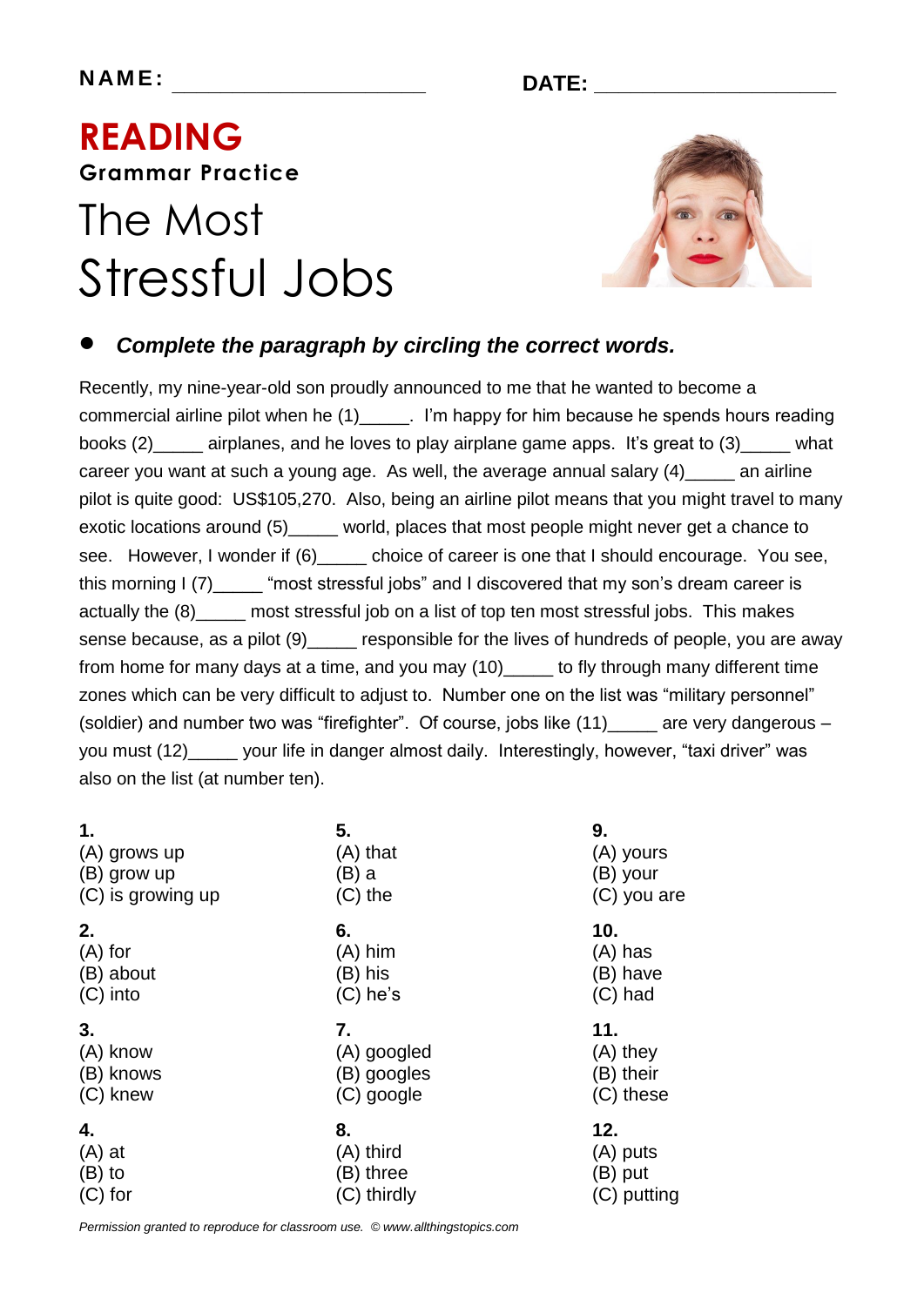**NAME:** ____________________ **DATE:** ____________________

# READING

### Grammar Practice

## The Most Stressful Jobs

- ***Complete the paragraph by circling the correct words.***

Recently, my nine-year-old son proudly announced to me that he wanted to become a commercial airline pilot when he (1)_____. I'm happy for him because he spends hours reading books (2)_____ airplanes, and he loves to play airplane game apps. It's great to (3)_____ what career you want at such a young age. As well, the average annual salary (4)_____ an airline pilot is quite good: US$105,270. Also, being an airline pilot means that you might travel to many exotic locations around (5)_____ world, places that most people might never get a chance to see. However, I wonder if (6)_____ choice of career is one that I should encourage. You see, this morning I (7)_____ "most stressful jobs" and I discovered that my son's dream career is actually the (8)_____ most stressful job on a list of top ten most stressful jobs. This makes sense because, as a pilot (9)_____ responsible for the lives of hundreds of people, you are away from home for many days at a time, and you may (10)_____ to fly through many different time zones which can be very difficult to adjust to. Number one on the list was "military personnel" (soldier) and number two was "firefighter". Of course, jobs like (11)_____ are very dangerous – you must (12)_____ your life in danger almost daily. Interestingly, however, "taxi driver" was also on the list (at number ten).

**1.**
(A) grows up
(B) grow up
(C) is growing up

**2.**
(A) for
(B) about
(C) into

**3.**
(A) know
(B) knows
(C) knew

**4.**
(A) at
(B) to
(C) for

**5.**
(A) that
(B) a
(C) the

**6.**
(A) him
(B) his
(C) he's

**7.**
(A) googled
(B) googles
(C) google

**8.**
(A) third
(B) three
(C) thirdly

**9.**
(A) yours
(B) your
(C) you are

**10.**
(A) has
(B) have
(C) had

**11.**
(A) they
(B) their
(C) these

**12.**
(A) puts
(B) put
(C) putting

*Permission granted to reproduce for classroom use. © www.allthingstopics.com*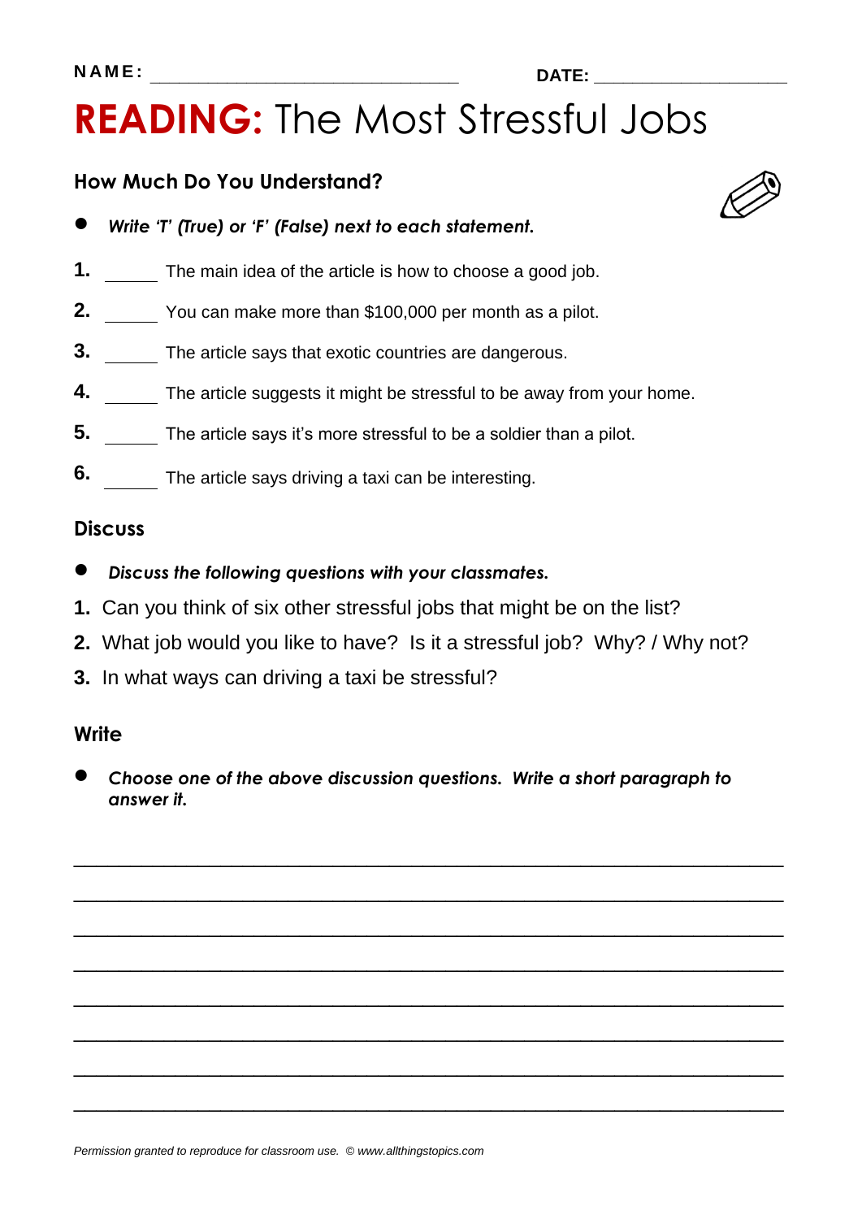NAME: ______________________________ DATE: ____________________

# READING: The Most Stressful Jobs

## How Much Do You Understand?

- ***Write 'T' (True) or 'F' (False) next to each statement.***

**1.** _____ The main idea of the article is how to choose a good job.

**2.** _____ You can make more than $100,000 per month as a pilot.

**3.** _____ The article says that exotic countries are dangerous.

**4.** _____ The article suggests it might be stressful to be away from your home.

**5.** _____ The article says it's more stressful to be a soldier than a pilot.

**6.** _____ The article says driving a taxi can be interesting.

## Discuss

- ***Discuss the following questions with your classmates.***

**1.** Can you think of six other stressful jobs that might be on the list?

**2.** What job would you like to have? Is it a stressful job? Why? / Why not?

**3.** In what ways can driving a taxi be stressful?

## Write

- ***Choose one of the above discussion questions. Write a short paragraph to answer it.***

_______________________________________________________________

_______________________________________________________________

_______________________________________________________________

_______________________________________________________________

_______________________________________________________________

_______________________________________________________________

_______________________________________________________________

_______________________________________________________________

*Permission granted to reproduce for classroom use. © www.allthingstopics.com*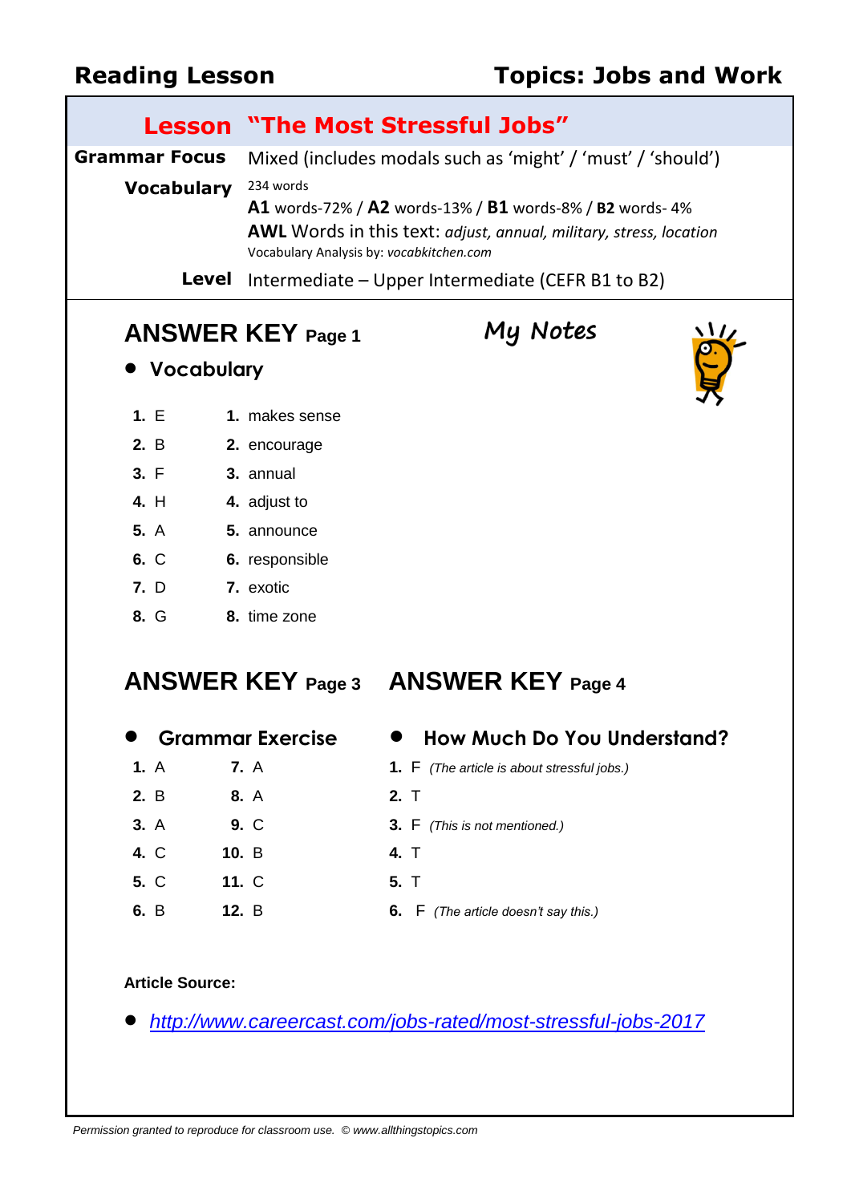**Reading Lesson** **Topics: Jobs and Work**

## Lesson "The Most Stressful Jobs"

**Grammar Focus** Mixed (includes modals such as 'might' / 'must' / 'should')

**Vocabulary** 234 words
**A1** words-72% / **A2** words-13% / **B1** words-8% / **B2** words- 4%
**AWL** Words in this text: *adjust, annual, military, stress, location*
Vocabulary Analysis by: *vocabkitchen.com*

**Level** Intermediate – Upper Intermediate (CEFR B1 to B2)

## ANSWER KEY Page 1

*My Notes*

- **Vocabulary**

| | |
|---|---|
| **1.** E | **1.** makes sense |
| **2.** B | **2.** encourage |
| **3.** F | **3.** annual |
| **4.** H | **4.** adjust to |
| **5.** A | **5.** announce |
| **6.** C | **6.** responsible |
| **7.** D | **7.** exotic |
| **8.** G | **8.** time zone |

## ANSWER KEY Page 3

- **Grammar Exercise**

| | |
|---|---|
| **1.** A | **7.** A |
| **2.** B | **8.** A |
| **3.** A | **9.** C |
| **4.** C | **10.** B |
| **5.** C | **11.** C |
| **6.** B | **12.** B |

## ANSWER KEY Page 4

- **How Much Do You Understand?**

**1.** F *(The article is about stressful jobs.)*
**2.** T
**3.** F *(This is not mentioned.)*
**4.** T
**5.** T
**6.** F *(The article doesn't say this.)*

**Article Source:**

- http://www.careercast.com/jobs-rated/most-stressful-jobs-2017

*Permission granted to reproduce for classroom use. © www.allthingstopics.com*